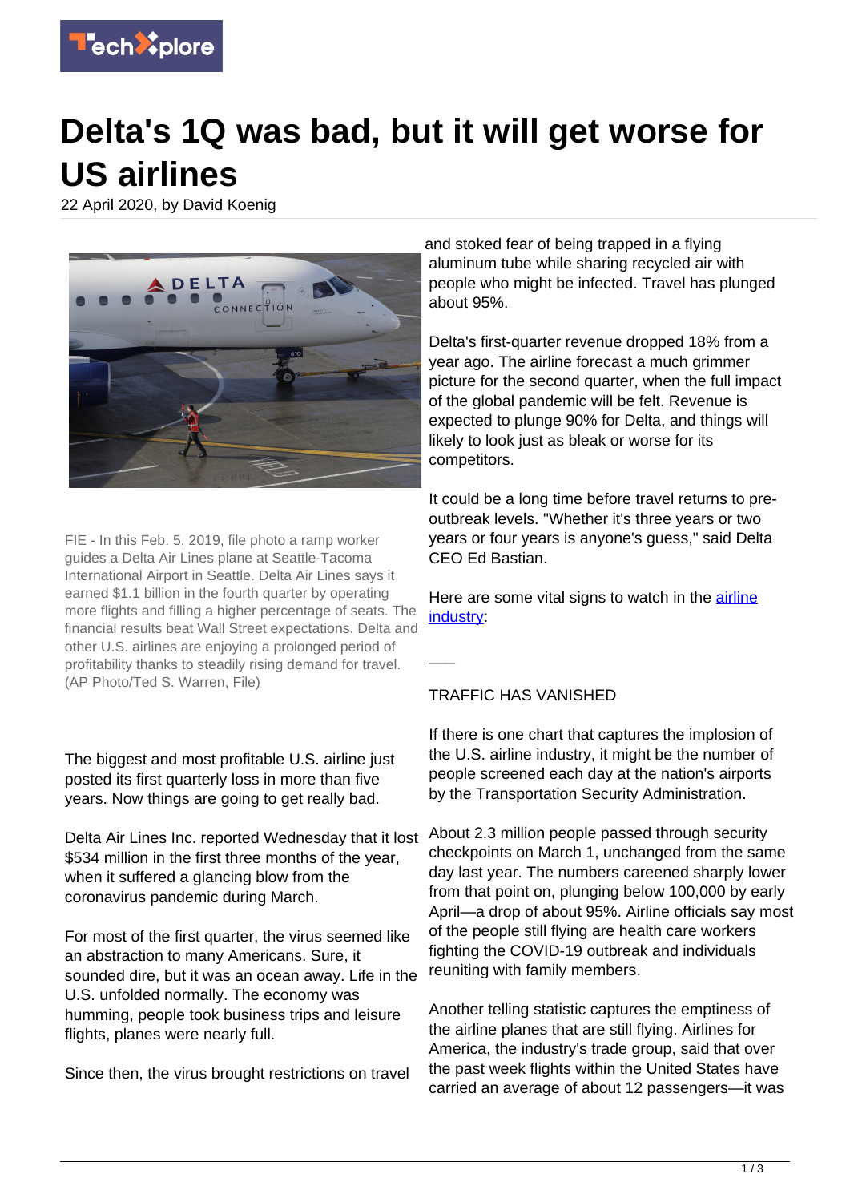# Delta's 1Q was bad, but it will get worse for US airlines

22 April 2020, by David Koenig

FIE - In this Feb. 5, 2019, file photo a ramp worker guides a Delta Air Lines plane at Seattle-Tacoma International Airport in Seattle. Delta Air Lines says it earned $1.1 billion in the fourth quarter by operating more flights and filling a higher percentage of seats. The financial results beat Wall Street expectations. Delta and other U.S. airlines are enjoying a prolonged period of profitability thanks to steadily rising demand for travel. (AP Photo/Ted S. Warren, File)

The biggest and most profitable U.S. airline just posted its first quarterly loss in more than five years. Now things are going to get really bad.

Delta Air Lines Inc. reported Wednesday that it lost $534 million in the first three months of the year, when it suffered a glancing blow from the coronavirus pandemic during March.

For most of the first quarter, the virus seemed like an abstraction to many Americans. Sure, it sounded dire, but it was an ocean away. Life in the U.S. unfolded normally. The economy was humming, people took business trips and leisure flights, planes were nearly full.

Since then, the virus brought restrictions on travel and stoked fear of being trapped in a flying aluminum tube while sharing recycled air with people who might be infected. Travel has plunged about 95%.

Delta's first-quarter revenue dropped 18% from a year ago. The airline forecast a much grimmer picture for the second quarter, when the full impact of the global pandemic will be felt. Revenue is expected to plunge 90% for Delta, and things will likely to look just as bleak or worse for its competitors.

It could be a long time before travel returns to pre-outbreak levels. "Whether it's three years or two years or four years is anyone's guess," said Delta CEO Ed Bastian.

Here are some vital signs to watch in the airline industry:

—-

TRAFFIC HAS VANISHED

If there is one chart that captures the implosion of the U.S. airline industry, it might be the number of people screened each day at the nation's airports by the Transportation Security Administration.

About 2.3 million people passed through security checkpoints on March 1, unchanged from the same day last year. The numbers careened sharply lower from that point on, plunging below 100,000 by early April—a drop of about 95%. Airline officials say most of the people still flying are health care workers fighting the COVID-19 outbreak and individuals reuniting with family members.

Another telling statistic captures the emptiness of the airline planes that are still flying. Airlines for America, the industry's trade group, said that over the past week flights within the United States have carried an average of about 12 passengers—it was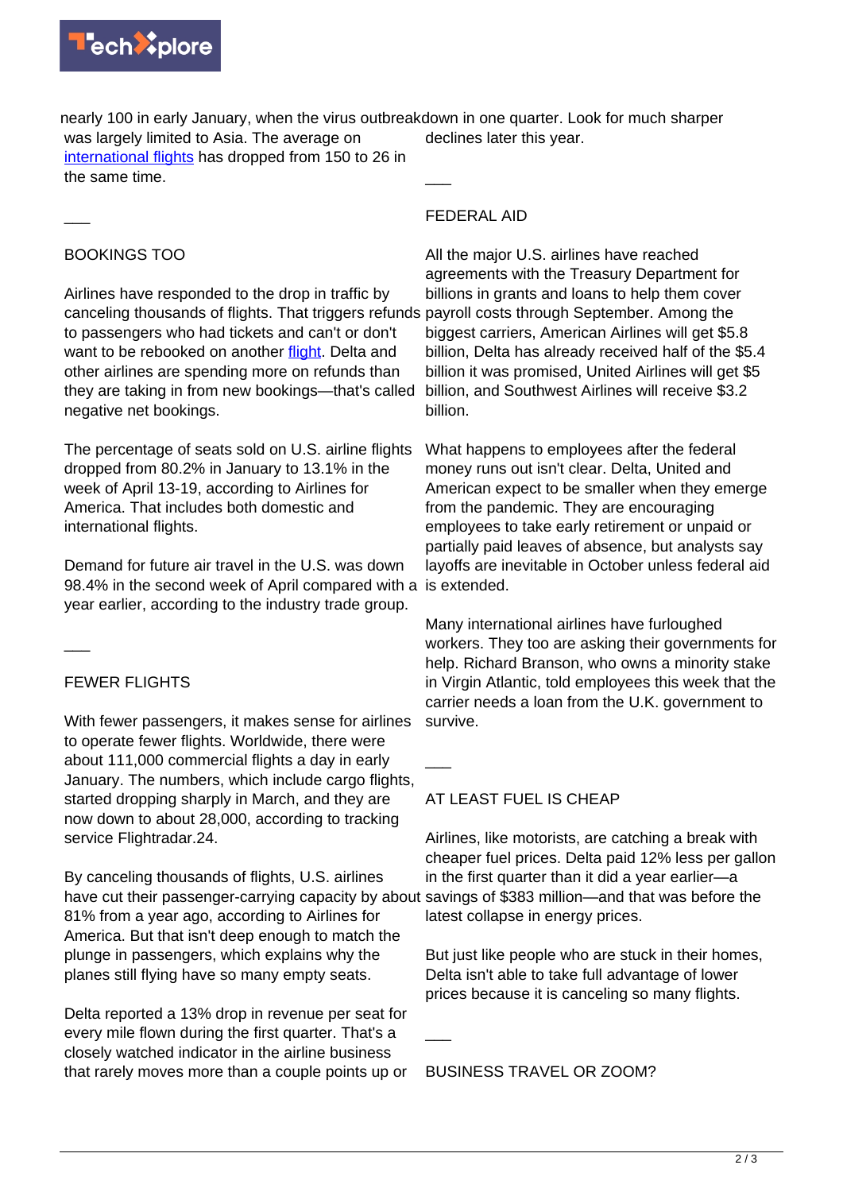nearly 100 in early January, when the virus outbreak was largely limited to Asia. The average on international flights has dropped from 150 to 26 in the same time.

___

BOOKINGS TOO

Airlines have responded to the drop in traffic by canceling thousands of flights. That triggers refunds to passengers who had tickets and can't or don't want to be rebooked on another flight. Delta and other airlines are spending more on refunds than they are taking in from new bookings—that's called negative net bookings.

The percentage of seats sold on U.S. airline flights dropped from 80.2% in January to 13.1% in the week of April 13-19, according to Airlines for America. That includes both domestic and international flights.

Demand for future air travel in the U.S. was down 98.4% in the second week of April compared with a year earlier, according to the industry trade group.

___

FEWER FLIGHTS

With fewer passengers, it makes sense for airlines to operate fewer flights. Worldwide, there were about 111,000 commercial flights a day in early January. The numbers, which include cargo flights, started dropping sharply in March, and they are now down to about 28,000, according to tracking service Flightradar.24.

By canceling thousands of flights, U.S. airlines have cut their passenger-carrying capacity by about 81% from a year ago, according to Airlines for America. But that isn't deep enough to match the plunge in passengers, which explains why the planes still flying have so many empty seats.

Delta reported a 13% drop in revenue per seat for every mile flown during the first quarter. That's a closely watched indicator in the airline business that rarely moves more than a couple points up or down in one quarter. Look for much sharper declines later this year.

___

FEDERAL AID

All the major U.S. airlines have reached agreements with the Treasury Department for billions in grants and loans to help them cover payroll costs through September. Among the biggest carriers, American Airlines will get $5.8 billion, Delta has already received half of the $5.4 billion it was promised, United Airlines will get $5 billion, and Southwest Airlines will receive $3.2 billion.

What happens to employees after the federal money runs out isn't clear. Delta, United and American expect to be smaller when they emerge from the pandemic. They are encouraging employees to take early retirement or unpaid or partially paid leaves of absence, but analysts say layoffs are inevitable in October unless federal aid is extended.

Many international airlines have furloughed workers. They too are asking their governments for help. Richard Branson, who owns a minority stake in Virgin Atlantic, told employees this week that the carrier needs a loan from the U.K. government to survive.

___

AT LEAST FUEL IS CHEAP

Airlines, like motorists, are catching a break with cheaper fuel prices. Delta paid 12% less per gallon in the first quarter than it did a year earlier—a savings of $383 million—and that was before the latest collapse in energy prices.

But just like people who are stuck in their homes, Delta isn't able to take full advantage of lower prices because it is canceling so many flights.

___

BUSINESS TRAVEL OR ZOOM?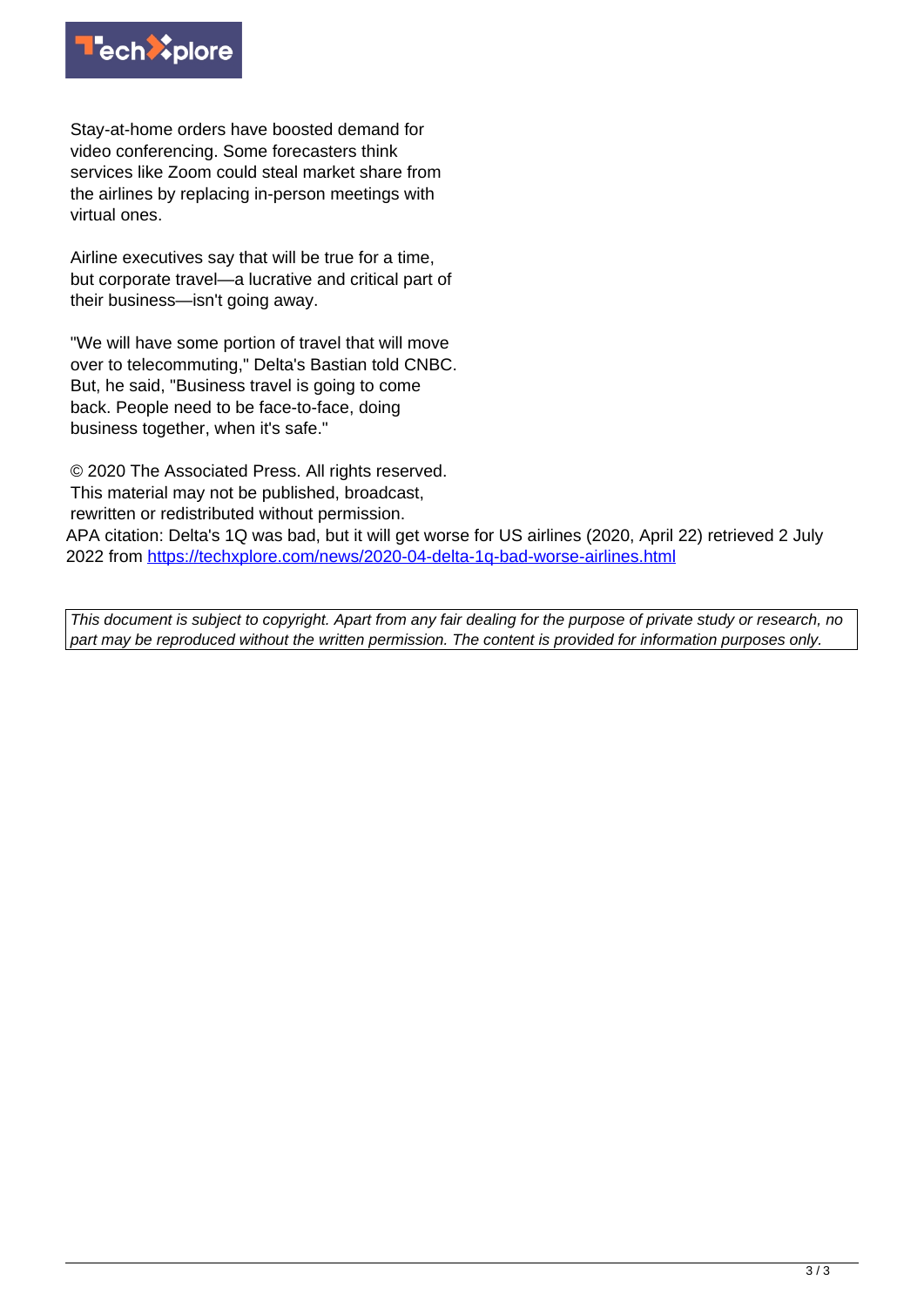Stay-at-home orders have boosted demand for video conferencing. Some forecasters think services like Zoom could steal market share from the airlines by replacing in-person meetings with virtual ones.

Airline executives say that will be true for a time, but corporate travel—a lucrative and critical part of their business—isn't going away.

"We will have some portion of travel that will move over to telecommuting," Delta's Bastian told CNBC. But, he said, "Business travel is going to come back. People need to be face-to-face, doing business together, when it's safe."

© 2020 The Associated Press. All rights reserved. This material may not be published, broadcast, rewritten or redistributed without permission.

APA citation: Delta's 1Q was bad, but it will get worse for US airlines (2020, April 22) retrieved 2 July 2022 from https://techxplore.com/news/2020-04-delta-1q-bad-worse-airlines.html

*This document is subject to copyright. Apart from any fair dealing for the purpose of private study or research, no part may be reproduced without the written permission. The content is provided for information purposes only.*